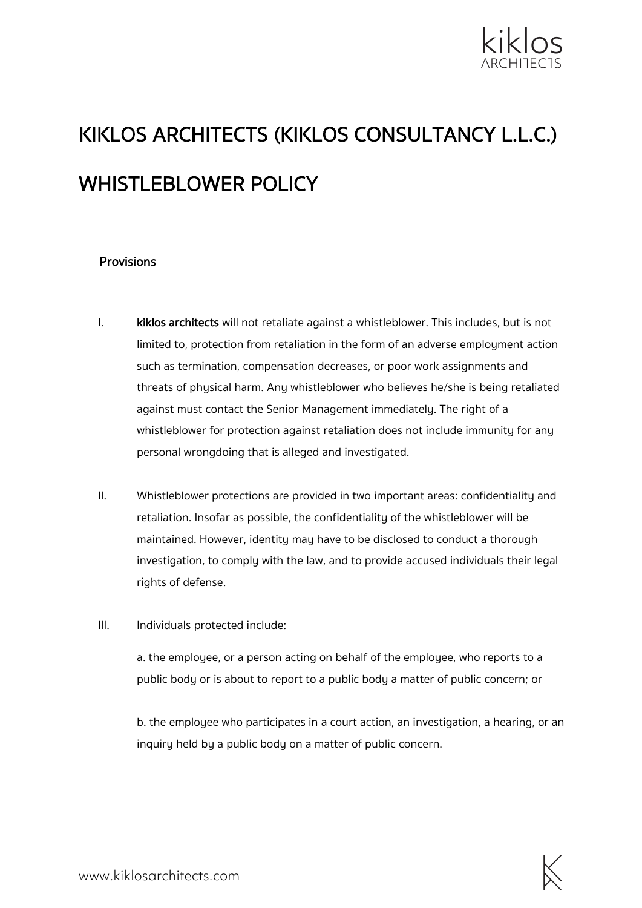# KIKLOS ARCHITECTS (KIKLOS CONSULTANCY L.L.C.)

# WHISTLEBLOWER POLICY

## Provisions

I. **kiklos architects** will not retaliate against a whistleblower. This includes, but is not limited to, protection from retaliation in the form of an adverse employment action such as termination, compensation decreases, or poor work assignments and threats of physical harm. Any whistleblower who believes he/she is being retaliated against must contact the Senior Management immediately. The right of a whistleblower for protection against retaliation does not include immunity for any personal wrongdoing that is alleged and investigated.

II. Whistleblower protections are provided in two important areas: confidentiality and retaliation. Insofar as possible, the confidentiality of the whistleblower will be maintained. However, identity may have to be disclosed to conduct a thorough investigation, to comply with the law, and to provide accused individuals their legal rights of defense.

III. Individuals protected include:

a. the employee, or a person acting on behalf of the employee, who reports to a public body or is about to report to a public body a matter of public concern; or

b. the employee who participates in a court action, an investigation, a hearing, or an inquiry held by a public body on a matter of public concern.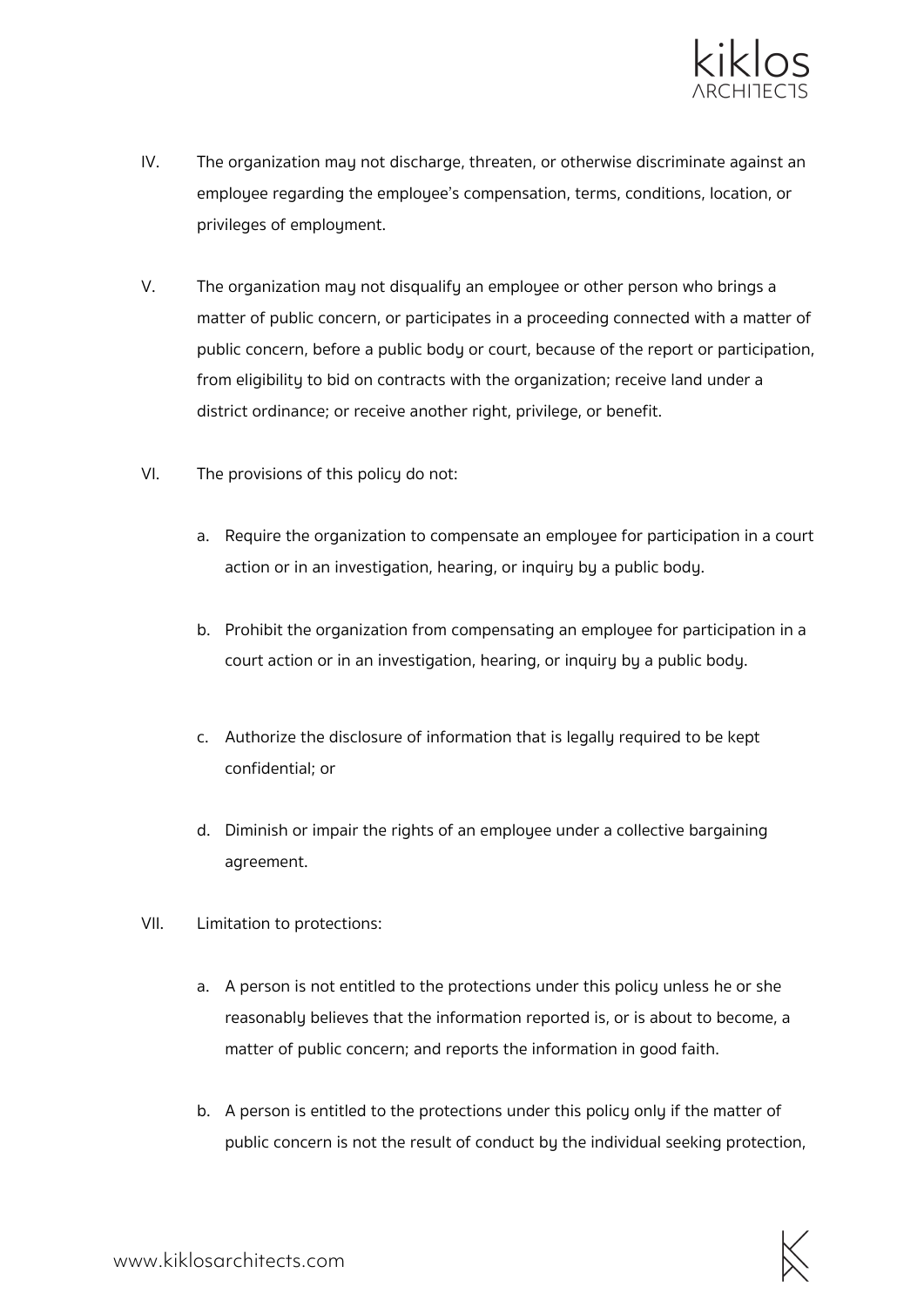IV. The organization may not discharge, threaten, or otherwise discriminate against an employee regarding the employee's compensation, terms, conditions, location, or privileges of employment.

V. The organization may not disqualify an employee or other person who brings a matter of public concern, or participates in a proceeding connected with a matter of public concern, before a public body or court, because of the report or participation, from eligibility to bid on contracts with the organization; receive land under a district ordinance; or receive another right, privilege, or benefit.

VI. The provisions of this policy do not:

   a. Require the organization to compensate an employee for participation in a court action or in an investigation, hearing, or inquiry by a public body.

   b. Prohibit the organization from compensating an employee for participation in a court action or in an investigation, hearing, or inquiry by a public body.

   c. Authorize the disclosure of information that is legally required to be kept confidential; or

   d. Diminish or impair the rights of an employee under a collective bargaining agreement.

VII. Limitation to protections:

   a. A person is not entitled to the protections under this policy unless he or she reasonably believes that the information reported is, or is about to become, a matter of public concern; and reports the information in good faith.

   b. A person is entitled to the protections under this policy only if the matter of public concern is not the result of conduct by the individual seeking protection,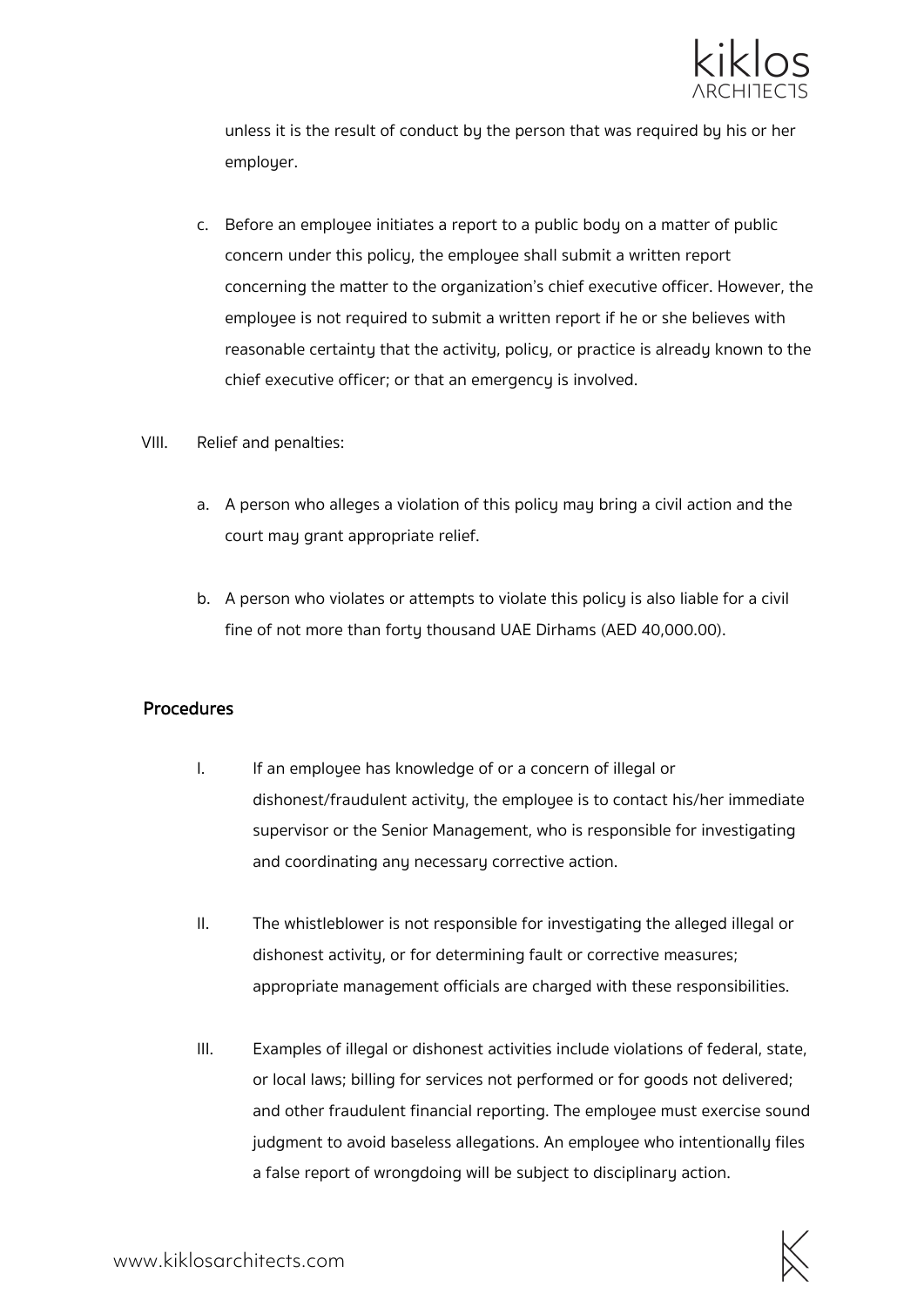unless it is the result of conduct by the person that was required by his or her employer.

c. Before an employee initiates a report to a public body on a matter of public concern under this policy, the employee shall submit a written report concerning the matter to the organization's chief executive officer. However, the employee is not required to submit a written report if he or she believes with reasonable certainty that the activity, policy, or practice is already known to the chief executive officer; or that an emergency is involved.

VIII. Relief and penalties:

a. A person who alleges a violation of this policy may bring a civil action and the court may grant appropriate relief.

b. A person who violates or attempts to violate this policy is also liable for a civil fine of not more than forty thousand UAE Dirhams (AED 40,000.00).

## Procedures

I. If an employee has knowledge of or a concern of illegal or dishonest/fraudulent activity, the employee is to contact his/her immediate supervisor or the Senior Management, who is responsible for investigating and coordinating any necessary corrective action.

II. The whistleblower is not responsible for investigating the alleged illegal or dishonest activity, or for determining fault or corrective measures; appropriate management officials are charged with these responsibilities.

III. Examples of illegal or dishonest activities include violations of federal, state, or local laws; billing for services not performed or for goods not delivered; and other fraudulent financial reporting. The employee must exercise sound judgment to avoid baseless allegations. An employee who intentionally files a false report of wrongdoing will be subject to disciplinary action.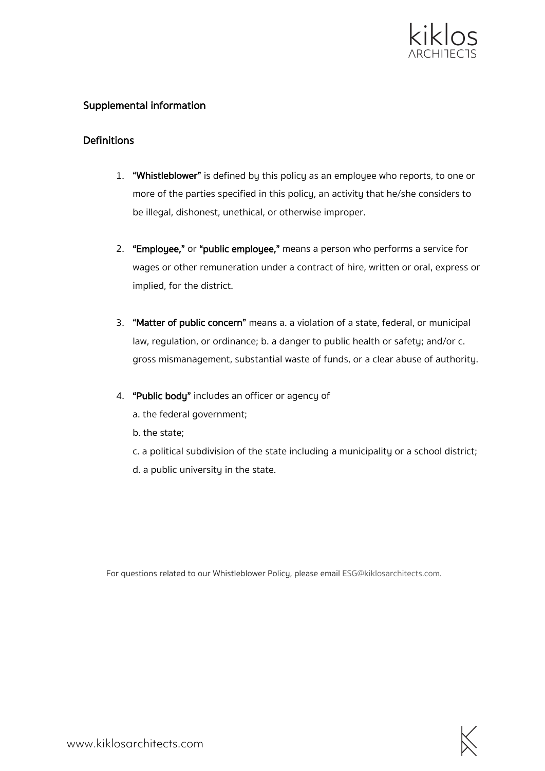## Supplemental information

## Definitions

1. **"Whistleblower"** is defined by this policy as an employee who reports, to one or more of the parties specified in this policy, an activity that he/she considers to be illegal, dishonest, unethical, or otherwise improper.

2. **"Employee,"** or **"public employee,"** means a person who performs a service for wages or other remuneration under a contract of hire, written or oral, express or implied, for the district.

3. **"Matter of public concern"** means a. a violation of a state, federal, or municipal law, regulation, or ordinance; b. a danger to public health or safety; and/or c. gross mismanagement, substantial waste of funds, or a clear abuse of authority.

4. **"Public body"** includes an officer or agency of
   a. the federal government;
   b. the state;
   c. a political subdivision of the state including a municipality or a school district;
   d. a public university in the state.

For questions related to our Whistleblower Policy, please email ESG@kiklosarchitects.com.